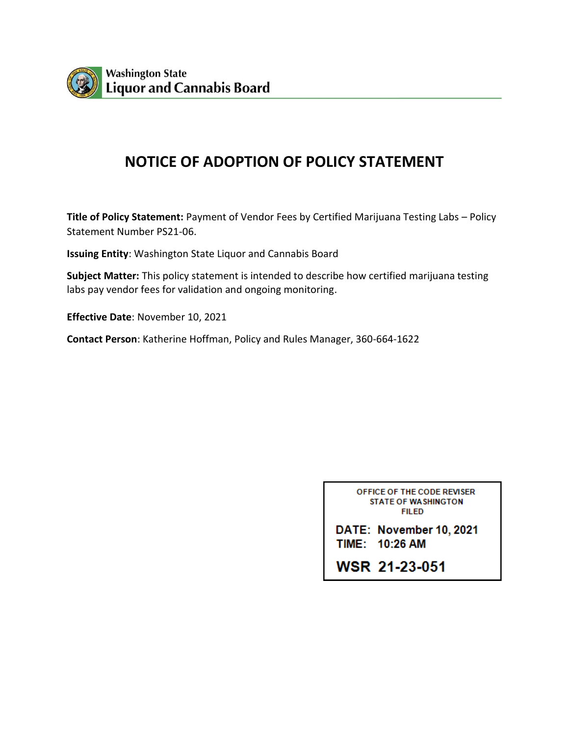Washington State
Liquor and Cannabis Board

# NOTICE OF ADOPTION OF POLICY STATEMENT

**Title of Policy Statement:** Payment of Vendor Fees by Certified Marijuana Testing Labs – Policy Statement Number PS21-06.

**Issuing Entity**: Washington State Liquor and Cannabis Board

**Subject Matter:** This policy statement is intended to describe how certified marijuana testing labs pay vendor fees for validation and ongoing monitoring.

**Effective Date**: November 10, 2021

**Contact Person**: Katherine Hoffman, Policy and Rules Manager, 360-664-1622

OFFICE OF THE CODE REVISER
STATE OF WASHINGTON
FILED

**DATE: November 10, 2021**
**TIME: 10:26 AM**

**WSR 21-23-051**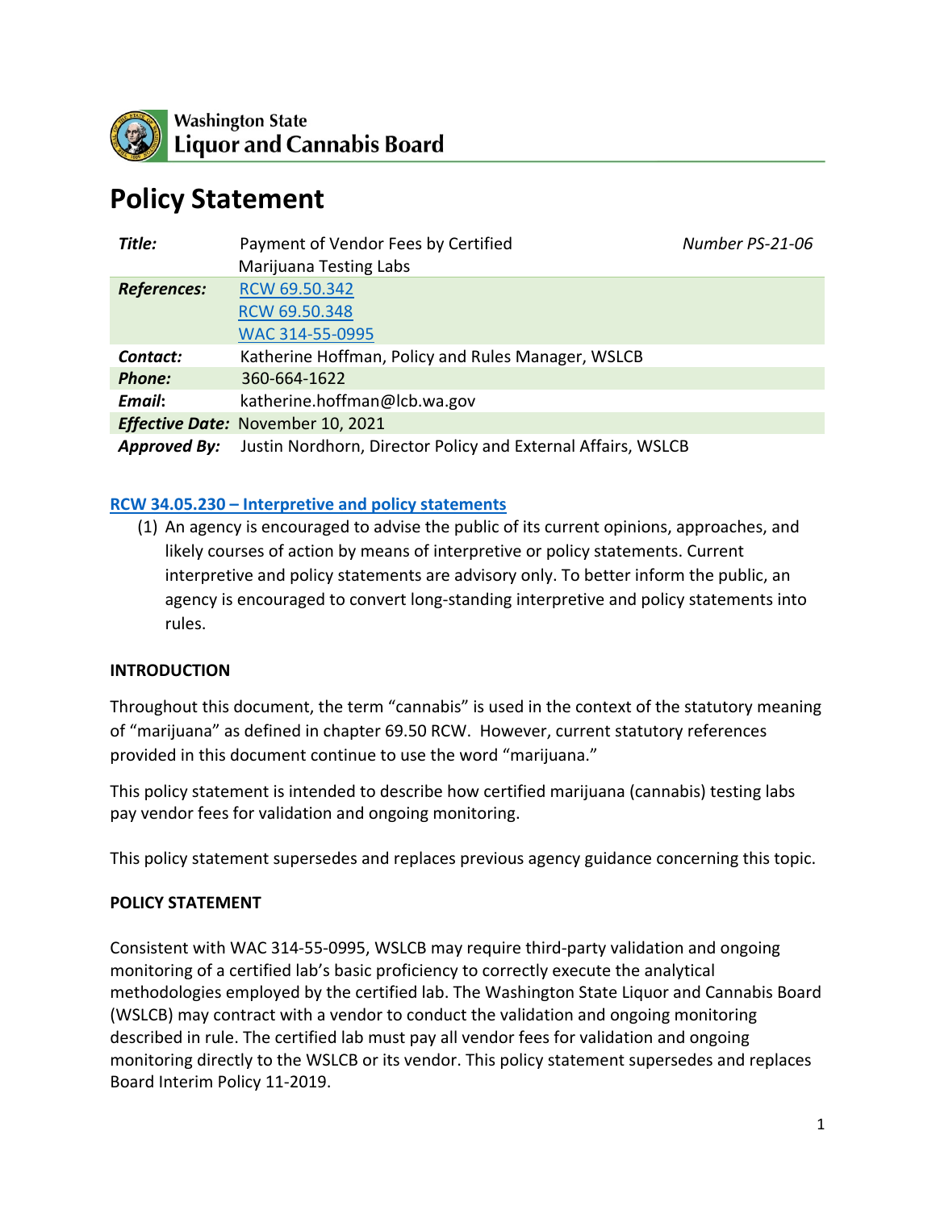Washington State
Liquor and Cannabis Board

# Policy Statement

| | | |
|---|---|---|
| ***Title:*** | Payment of Vendor Fees by Certified Marijuana Testing Labs | *Number PS-21-06* |
| ***References:*** | [RCW 69.50.342](RCW 69.50.342)<br>[RCW 69.50.348](RCW 69.50.348)<br>[WAC 314-55-0995](WAC 314-55-0995) | |
| ***Contact:*** | Katherine Hoffman, Policy and Rules Manager, WSLCB | |
| ***Phone:*** | 360-664-1622 | |
| ***Email:*** | katherine.hoffman@lcb.wa.gov | |
| ***Effective Date:*** | November 10, 2021 | |
| ***Approved By:*** | Justin Nordhorn, Director Policy and External Affairs, WSLCB | |

**[RCW 34.05.230 – Interpretive and policy statements](RCW 34.05.230 – Interpretive and policy statements)**

(1) An agency is encouraged to advise the public of its current opinions, approaches, and likely courses of action by means of interpretive or policy statements. Current interpretive and policy statements are advisory only. To better inform the public, an agency is encouraged to convert long-standing interpretive and policy statements into rules.

## INTRODUCTION

Throughout this document, the term "cannabis" is used in the context of the statutory meaning of "marijuana" as defined in chapter 69.50 RCW. However, current statutory references provided in this document continue to use the word "marijuana."

This policy statement is intended to describe how certified marijuana (cannabis) testing labs pay vendor fees for validation and ongoing monitoring.

This policy statement supersedes and replaces previous agency guidance concerning this topic.

## POLICY STATEMENT

Consistent with WAC 314-55-0995, WSLCB may require third-party validation and ongoing monitoring of a certified lab's basic proficiency to correctly execute the analytical methodologies employed by the certified lab. The Washington State Liquor and Cannabis Board (WSLCB) may contract with a vendor to conduct the validation and ongoing monitoring described in rule. The certified lab must pay all vendor fees for validation and ongoing monitoring directly to the WSLCB or its vendor. This policy statement supersedes and replaces Board Interim Policy 11-2019.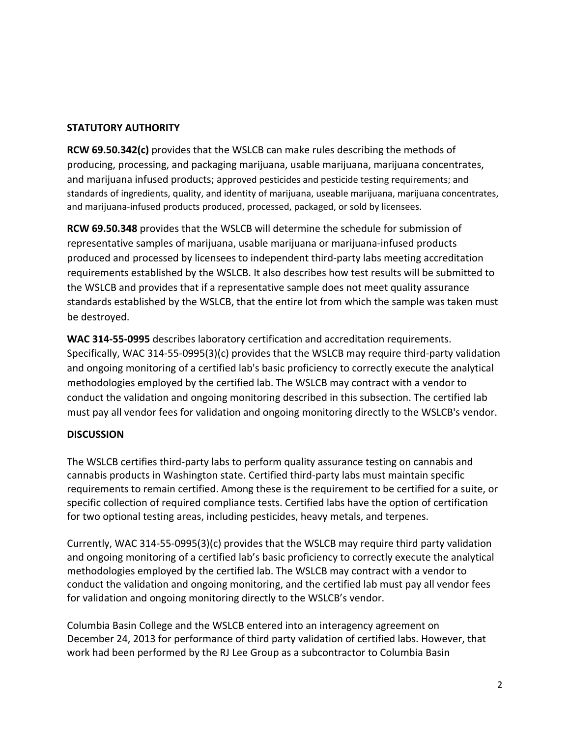**STATUTORY AUTHORITY**

**RCW 69.50.342(c)** provides that the WSLCB can make rules describing the methods of producing, processing, and packaging marijuana, usable marijuana, marijuana concentrates, and marijuana infused products; approved pesticides and pesticide testing requirements; and standards of ingredients, quality, and identity of marijuana, useable marijuana, marijuana concentrates, and marijuana-infused products produced, processed, packaged, or sold by licensees.

**RCW 69.50.348** provides that the WSLCB will determine the schedule for submission of representative samples of marijuana, usable marijuana or marijuana-infused products produced and processed by licensees to independent third-party labs meeting accreditation requirements established by the WSLCB. It also describes how test results will be submitted to the WSLCB and provides that if a representative sample does not meet quality assurance standards established by the WSLCB, that the entire lot from which the sample was taken must be destroyed.

**WAC 314-55-0995** describes laboratory certification and accreditation requirements. Specifically, WAC 314-55-0995(3)(c) provides that the WSLCB may require third-party validation and ongoing monitoring of a certified lab's basic proficiency to correctly execute the analytical methodologies employed by the certified lab. The WSLCB may contract with a vendor to conduct the validation and ongoing monitoring described in this subsection. The certified lab must pay all vendor fees for validation and ongoing monitoring directly to the WSLCB's vendor.

**DISCUSSION**

The WSLCB certifies third-party labs to perform quality assurance testing on cannabis and cannabis products in Washington state. Certified third-party labs must maintain specific requirements to remain certified. Among these is the requirement to be certified for a suite, or specific collection of required compliance tests. Certified labs have the option of certification for two optional testing areas, including pesticides, heavy metals, and terpenes.

Currently, WAC 314-55-0995(3)(c) provides that the WSLCB may require third party validation and ongoing monitoring of a certified lab's basic proficiency to correctly execute the analytical methodologies employed by the certified lab. The WSLCB may contract with a vendor to conduct the validation and ongoing monitoring, and the certified lab must pay all vendor fees for validation and ongoing monitoring directly to the WSLCB's vendor.

Columbia Basin College and the WSLCB entered into an interagency agreement on December 24, 2013 for performance of third party validation of certified labs. However, that work had been performed by the RJ Lee Group as a subcontractor to Columbia Basin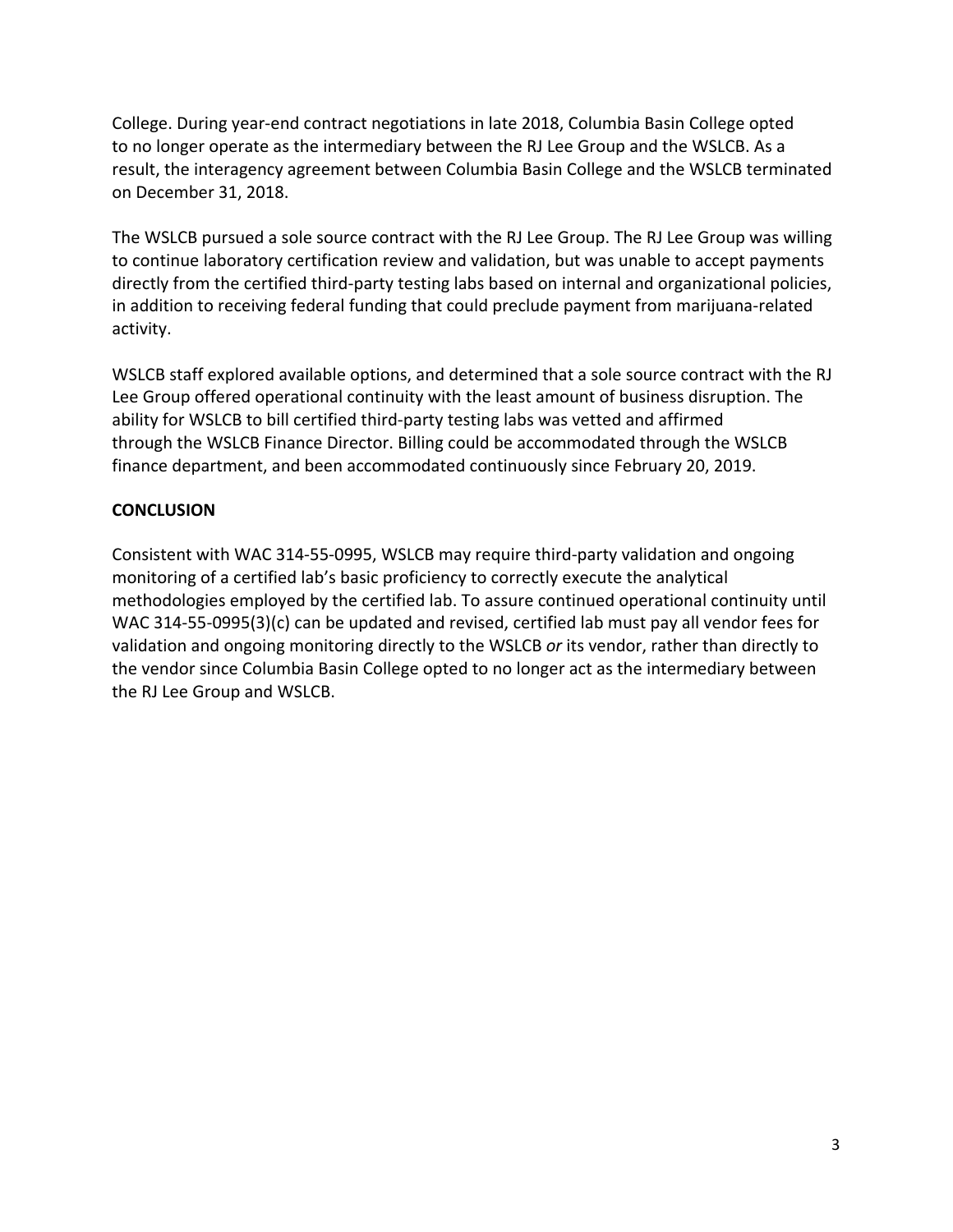College. During year-end contract negotiations in late 2018, Columbia Basin College opted to no longer operate as the intermediary between the RJ Lee Group and the WSLCB. As a result, the interagency agreement between Columbia Basin College and the WSLCB terminated on December 31, 2018.

The WSLCB pursued a sole source contract with the RJ Lee Group. The RJ Lee Group was willing to continue laboratory certification review and validation, but was unable to accept payments directly from the certified third-party testing labs based on internal and organizational policies, in addition to receiving federal funding that could preclude payment from marijuana-related activity.

WSLCB staff explored available options, and determined that a sole source contract with the RJ Lee Group offered operational continuity with the least amount of business disruption. The ability for WSLCB to bill certified third-party testing labs was vetted and affirmed through the WSLCB Finance Director. Billing could be accommodated through the WSLCB finance department, and been accommodated continuously since February 20, 2019.

**CONCLUSION**

Consistent with WAC 314-55-0995, WSLCB may require third-party validation and ongoing monitoring of a certified lab's basic proficiency to correctly execute the analytical methodologies employed by the certified lab. To assure continued operational continuity until WAC 314-55-0995(3)(c) can be updated and revised, certified lab must pay all vendor fees for validation and ongoing monitoring directly to the WSLCB *or* its vendor, rather than directly to the vendor since Columbia Basin College opted to no longer act as the intermediary between the RJ Lee Group and WSLCB.